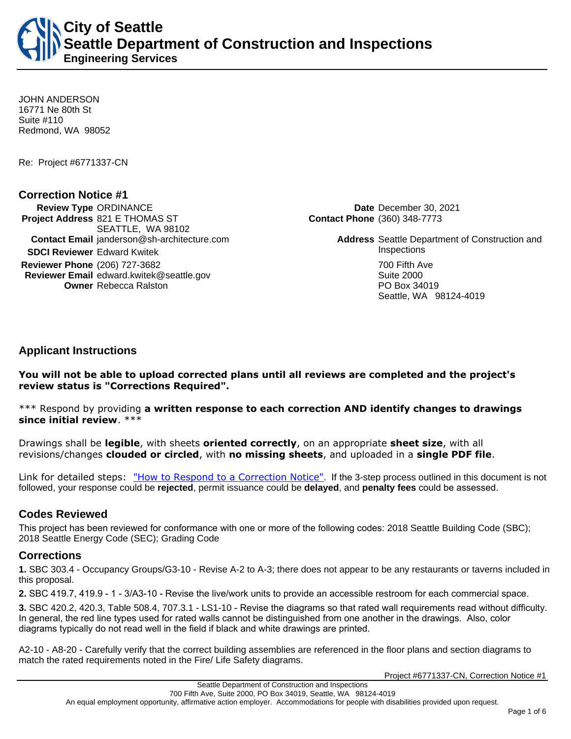# City of Seattle
## Seattle Department of Construction and Inspections
### Engineering Services

JOHN ANDERSON
16771 Ne 80th St
Suite #110
Redmond, WA 98052

Re: Project #6771337-CN

## Correction Notice #1

**Review Type** ORDINANCE
**Project Address** 821 E THOMAS ST
SEATTLE, WA 98102
**Contact Email** janderson@sh-architecture.com
**SDCI Reviewer** Edward Kwitek
**Reviewer Phone** (206) 727-3682
**Reviewer Email** edward.kwitek@seattle.gov
**Owner** Rebecca Ralston

**Date** December 30, 2021
**Contact Phone** (360) 348-7773
**Address** Seattle Department of Construction and Inspections
700 Fifth Ave
Suite 2000
PO Box 34019
Seattle, WA 98124-4019

## Applicant Instructions

**You will not be able to upload corrected plans until all reviews are completed and the project's review status is "Corrections Required".**

*** Respond by providing **a written response to each correction AND identify changes to drawings since initial review**. ***

Drawings shall be **legible**, with sheets **oriented correctly**, on an appropriate **sheet size**, with all revisions/changes **clouded or circled**, with **no missing sheets**, and uploaded in a **single PDF file**.

Link for detailed steps: "How to Respond to a Correction Notice". If the 3-step process outlined in this document is not followed, your response could be **rejected**, permit issuance could be **delayed**, and **penalty fees** could be assessed.

## Codes Reviewed

This project has been reviewed for conformance with one or more of the following codes: 2018 Seattle Building Code (SBC); 2018 Seattle Energy Code (SEC); Grading Code

## Corrections

**1.** SBC 303.4 - Occupancy Groups/G3-10 - Revise A-2 to A-3; there does not appear to be any restaurants or taverns included in this proposal.

**2.** SBC 419.7, 419.9 - 1 - 3/A3-10 - Revise the live/work units to provide an accessible restroom for each commercial space.

**3.** SBC 420.2, 420.3, Table 508.4, 707.3.1 - LS1-10 - Revise the diagrams so that rated wall requirements read without difficulty. In general, the red line types used for rated walls cannot be distinguished from one another in the drawings. Also, color diagrams typically do not read well in the field if black and white drawings are printed.

A2-10 - A8-20 - Carefully verify that the correct building assemblies are referenced in the floor plans and section diagrams to match the rated requirements noted in the Fire/ Life Safety diagrams.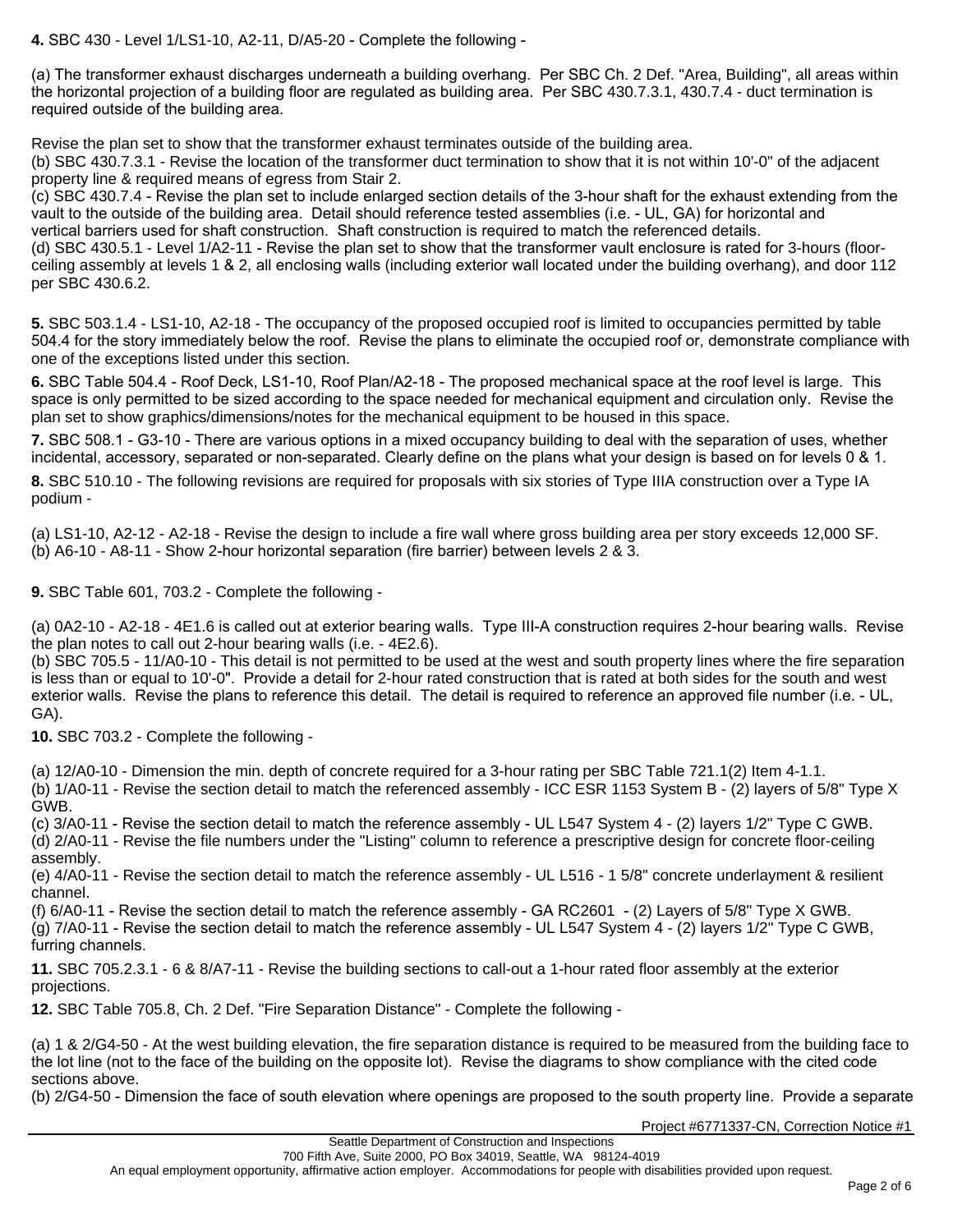**4.** SBC 430 - Level 1/LS1-10, A2-11, D/A5-20 - Complete the following -

(a) The transformer exhaust discharges underneath a building overhang. Per SBC Ch. 2 Def. "Area, Building", all areas within the horizontal projection of a building floor are regulated as building area. Per SBC 430.7.3.1, 430.7.4 - duct termination is required outside of the building area.

Revise the plan set to show that the transformer exhaust terminates outside of the building area.

(b) SBC 430.7.3.1 - Revise the location of the transformer duct termination to show that it is not within 10'-0" of the adjacent property line & required means of egress from Stair 2.

(c) SBC 430.7.4 - Revise the plan set to include enlarged section details of the 3-hour shaft for the exhaust extending from the vault to the outside of the building area. Detail should reference tested assemblies (i.e. - UL, GA) for horizontal and vertical barriers used for shaft construction. Shaft construction is required to match the referenced details.

(d) SBC 430.5.1 - Level 1/A2-11 - Revise the plan set to show that the transformer vault enclosure is rated for 3-hours (floor-ceiling assembly at levels 1 & 2, all enclosing walls (including exterior wall located under the building overhang), and door 112 per SBC 430.6.2.

**5.** SBC 503.1.4 - LS1-10, A2-18 - The occupancy of the proposed occupied roof is limited to occupancies permitted by table 504.4 for the story immediately below the roof. Revise the plans to eliminate the occupied roof or, demonstrate compliance with one of the exceptions listed under this section.

**6.** SBC Table 504.4 - Roof Deck, LS1-10, Roof Plan/A2-18 - The proposed mechanical space at the roof level is large. This space is only permitted to be sized according to the space needed for mechanical equipment and circulation only. Revise the plan set to show graphics/dimensions/notes for the mechanical equipment to be housed in this space.

**7.** SBC 508.1 - G3-10 - There are various options in a mixed occupancy building to deal with the separation of uses, whether incidental, accessory, separated or non-separated. Clearly define on the plans what your design is based on for levels 0 & 1.

**8.** SBC 510.10 - The following revisions are required for proposals with six stories of Type IIIA construction over a Type IA podium -

(a) LS1-10, A2-12 - A2-18 - Revise the design to include a fire wall where gross building area per story exceeds 12,000 SF.

(b) A6-10 - A8-11 - Show 2-hour horizontal separation (fire barrier) between levels 2 & 3.

**9.** SBC Table 601, 703.2 - Complete the following -

(a) 0A2-10 - A2-18 - 4E1.6 is called out at exterior bearing walls. Type III-A construction requires 2-hour bearing walls. Revise the plan notes to call out 2-hour bearing walls (i.e. - 4E2.6).

(b) SBC 705.5 - 11/A0-10 - This detail is not permitted to be used at the west and south property lines where the fire separation is less than or equal to 10'-0". Provide a detail for 2-hour rated construction that is rated at both sides for the south and west exterior walls. Revise the plans to reference this detail. The detail is required to reference an approved file number (i.e. - UL, GA).

**10.** SBC 703.2 - Complete the following -

(a) 12/A0-10 - Dimension the min. depth of concrete required for a 3-hour rating per SBC Table 721.1(2) Item 4-1.1.

(b) 1/A0-11 - Revise the section detail to match the referenced assembly - ICC ESR 1153 System B - (2) layers of 5/8" Type X GWB.

(c) 3/A0-11 - Revise the section detail to match the reference assembly - UL L547 System 4 - (2) layers 1/2" Type C GWB.

(d) 2/A0-11 - Revise the file numbers under the "Listing" column to reference a prescriptive design for concrete floor-ceiling assembly.

(e) 4/A0-11 - Revise the section detail to match the reference assembly - UL L516 - 1 5/8" concrete underlayment & resilient channel.

(f) 6/A0-11 - Revise the section detail to match the reference assembly - GA RC2601 - (2) Layers of 5/8" Type X GWB.

(g) 7/A0-11 - Revise the section detail to match the reference assembly - UL L547 System 4 - (2) layers 1/2" Type C GWB, furring channels.

**11.** SBC 705.2.3.1 - 6 & 8/A7-11 - Revise the building sections to call-out a 1-hour rated floor assembly at the exterior projections.

**12.** SBC Table 705.8, Ch. 2 Def. "Fire Separation Distance" - Complete the following -

(a) 1 & 2/G4-50 - At the west building elevation, the fire separation distance is required to be measured from the building face to the lot line (not to the face of the building on the opposite lot). Revise the diagrams to show compliance with the cited code sections above.

(b) 2/G4-50 - Dimension the face of south elevation where openings are proposed to the south property line. Provide a separate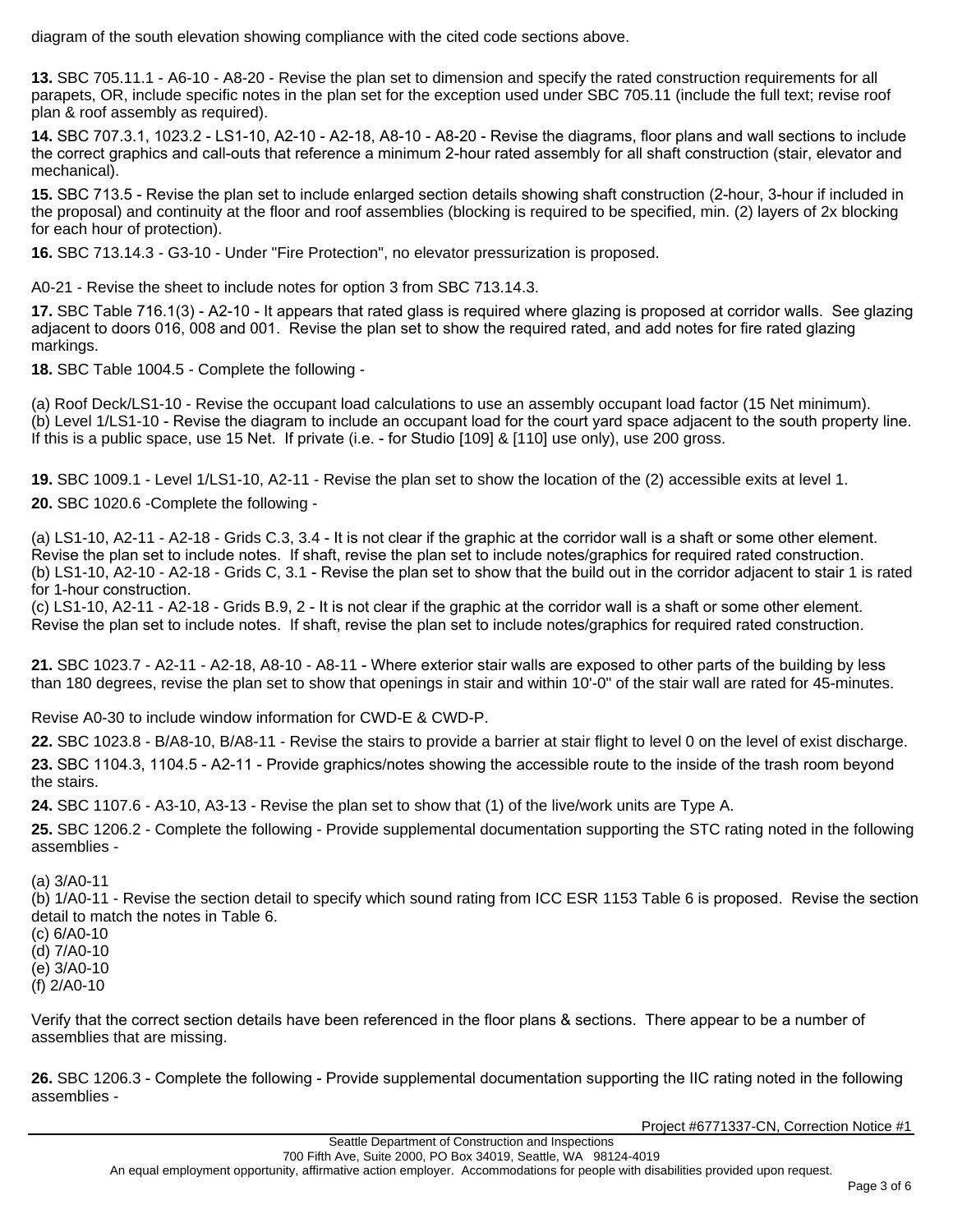diagram of the south elevation showing compliance with the cited code sections above.

**13.** SBC 705.11.1 - A6-10 - A8-20 - Revise the plan set to dimension and specify the rated construction requirements for all parapets, OR, include specific notes in the plan set for the exception used under SBC 705.11 (include the full text; revise roof plan & roof assembly as required).

**14.** SBC 707.3.1, 1023.2 - LS1-10, A2-10 - A2-18, A8-10 - A8-20 - Revise the diagrams, floor plans and wall sections to include the correct graphics and call-outs that reference a minimum 2-hour rated assembly for all shaft construction (stair, elevator and mechanical).

**15.** SBC 713.5 - Revise the plan set to include enlarged section details showing shaft construction (2-hour, 3-hour if included in the proposal) and continuity at the floor and roof assemblies (blocking is required to be specified, min. (2) layers of 2x blocking for each hour of protection).

**16.** SBC 713.14.3 - G3-10 - Under "Fire Protection", no elevator pressurization is proposed.

A0-21 - Revise the sheet to include notes for option 3 from SBC 713.14.3.

**17.** SBC Table 716.1(3) - A2-10 - It appears that rated glass is required where glazing is proposed at corridor walls. See glazing adjacent to doors 016, 008 and 001. Revise the plan set to show the required rated, and add notes for fire rated glazing markings.

**18.** SBC Table 1004.5 - Complete the following -

(a) Roof Deck/LS1-10 - Revise the occupant load calculations to use an assembly occupant load factor (15 Net minimum).
(b) Level 1/LS1-10 - Revise the diagram to include an occupant load for the court yard space adjacent to the south property line. If this is a public space, use 15 Net. If private (i.e. - for Studio [109] & [110] use only), use 200 gross.

**19.** SBC 1009.1 - Level 1/LS1-10, A2-11 - Revise the plan set to show the location of the (2) accessible exits at level 1.

**20.** SBC 1020.6 -Complete the following -

(a) LS1-10, A2-11 - A2-18 - Grids C.3, 3.4 - It is not clear if the graphic at the corridor wall is a shaft or some other element. Revise the plan set to include notes. If shaft, revise the plan set to include notes/graphics for required rated construction.
(b) LS1-10, A2-10 - A2-18 - Grids C, 3.1 - Revise the plan set to show that the build out in the corridor adjacent to stair 1 is rated for 1-hour construction.
(c) LS1-10, A2-11 - A2-18 - Grids B.9, 2 - It is not clear if the graphic at the corridor wall is a shaft or some other element. Revise the plan set to include notes. If shaft, revise the plan set to include notes/graphics for required rated construction.

**21.** SBC 1023.7 - A2-11 - A2-18, A8-10 - A8-11 - Where exterior stair walls are exposed to other parts of the building by less than 180 degrees, revise the plan set to show that openings in stair and within 10'-0" of the stair wall are rated for 45-minutes.

Revise A0-30 to include window information for CWD-E & CWD-P.

**22.** SBC 1023.8 - B/A8-10, B/A8-11 - Revise the stairs to provide a barrier at stair flight to level 0 on the level of exist discharge.

**23.** SBC 1104.3, 1104.5 - A2-11 - Provide graphics/notes showing the accessible route to the inside of the trash room beyond the stairs.

**24.** SBC 1107.6 - A3-10, A3-13 - Revise the plan set to show that (1) of the live/work units are Type A.

**25.** SBC 1206.2 - Complete the following - Provide supplemental documentation supporting the STC rating noted in the following assemblies -

(a) 3/A0-11
(b) 1/A0-11 - Revise the section detail to specify which sound rating from ICC ESR 1153 Table 6 is proposed. Revise the section detail to match the notes in Table 6.
(c) 6/A0-10
(d) 7/A0-10
(e) 3/A0-10
(f) 2/A0-10

Verify that the correct section details have been referenced in the floor plans & sections. There appear to be a number of assemblies that are missing.

**26.** SBC 1206.3 - Complete the following - Provide supplemental documentation supporting the IIC rating noted in the following assemblies -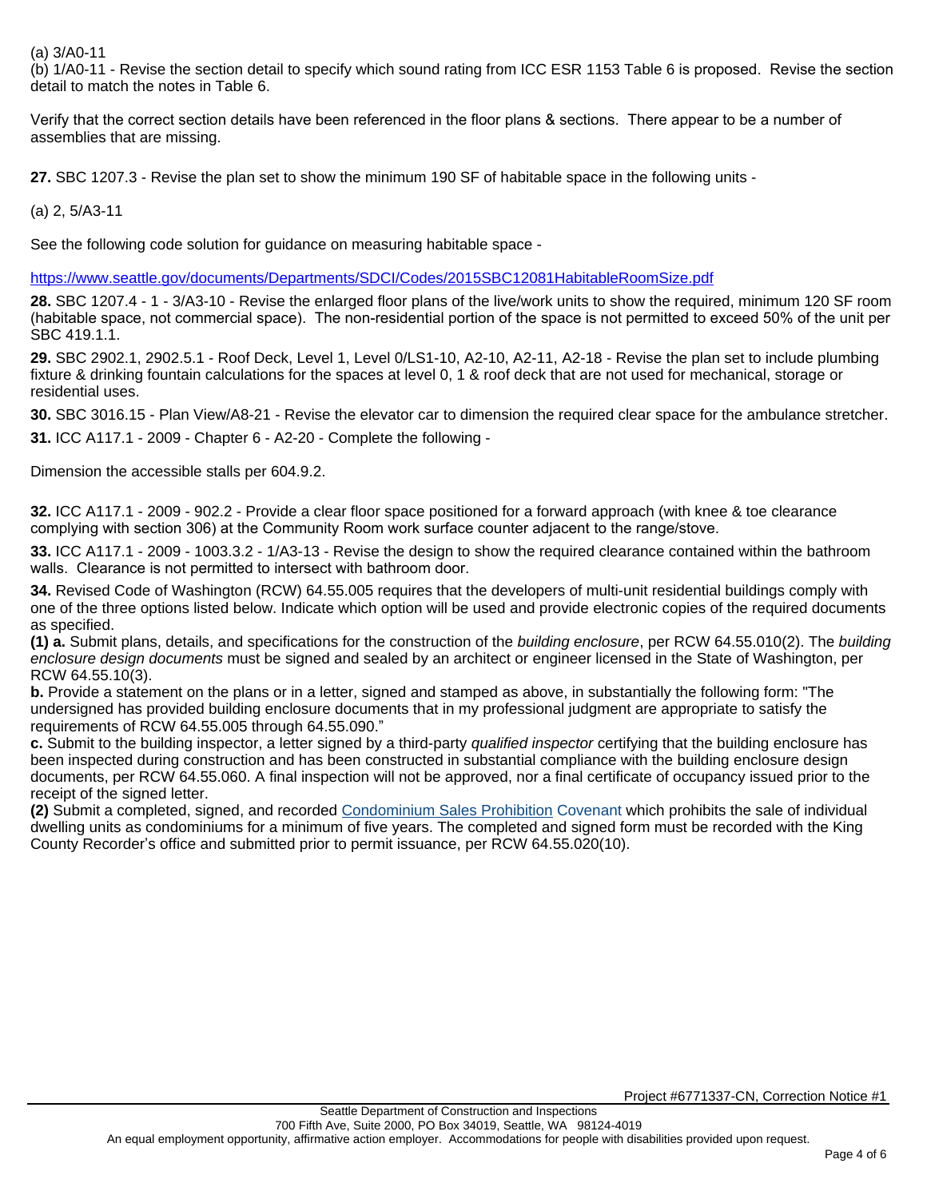(a) 3/A0-11
(b) 1/A0-11 - Revise the section detail to specify which sound rating from ICC ESR 1153 Table 6 is proposed. Revise the section detail to match the notes in Table 6.

Verify that the correct section details have been referenced in the floor plans & sections. There appear to be a number of assemblies that are missing.

**27.** SBC 1207.3 - Revise the plan set to show the minimum 190 SF of habitable space in the following units -

(a) 2, 5/A3-11

See the following code solution for guidance on measuring habitable space -

https://www.seattle.gov/documents/Departments/SDCI/Codes/2015SBC12081HabitableRoomSize.pdf

**28.** SBC 1207.4 - 1 - 3/A3-10 - Revise the enlarged floor plans of the live/work units to show the required, minimum 120 SF room (habitable space, not commercial space). The non-residential portion of the space is not permitted to exceed 50% of the unit per SBC 419.1.1.

**29.** SBC 2902.1, 2902.5.1 - Roof Deck, Level 1, Level 0/LS1-10, A2-10, A2-11, A2-18 - Revise the plan set to include plumbing fixture & drinking fountain calculations for the spaces at level 0, 1 & roof deck that are not used for mechanical, storage or residential uses.

**30.** SBC 3016.15 - Plan View/A8-21 - Revise the elevator car to dimension the required clear space for the ambulance stretcher.

**31.** ICC A117.1 - 2009 - Chapter 6 - A2-20 - Complete the following -

Dimension the accessible stalls per 604.9.2.

**32.** ICC A117.1 - 2009 - 902.2 - Provide a clear floor space positioned for a forward approach (with knee & toe clearance complying with section 306) at the Community Room work surface counter adjacent to the range/stove.

**33.** ICC A117.1 - 2009 - 1003.3.2 - 1/A3-13 - Revise the design to show the required clearance contained within the bathroom walls. Clearance is not permitted to intersect with bathroom door.

**34.** Revised Code of Washington (RCW) 64.55.005 requires that the developers of multi-unit residential buildings comply with one of the three options listed below. Indicate which option will be used and provide electronic copies of the required documents as specified.

**(1) a.** Submit plans, details, and specifications for the construction of the *building enclosure*, per RCW 64.55.010(2). The *building enclosure design documents* must be signed and sealed by an architect or engineer licensed in the State of Washington, per RCW 64.55.10(3).

**b.** Provide a statement on the plans or in a letter, signed and stamped as above, in substantially the following form: "The undersigned has provided building enclosure documents that in my professional judgment are appropriate to satisfy the requirements of RCW 64.55.005 through 64.55.090."

**c.** Submit to the building inspector, a letter signed by a third-party *qualified inspector* certifying that the building enclosure has been inspected during construction and has been constructed in substantial compliance with the building enclosure design documents, per RCW 64.55.060. A final inspection will not be approved, nor a final certificate of occupancy issued prior to the receipt of the signed letter.

**(2)** Submit a completed, signed, and recorded Condominium Sales Prohibition Covenant which prohibits the sale of individual dwelling units as condominiums for a minimum of five years. The completed and signed form must be recorded with the King County Recorder's office and submitted prior to permit issuance, per RCW 64.55.020(10).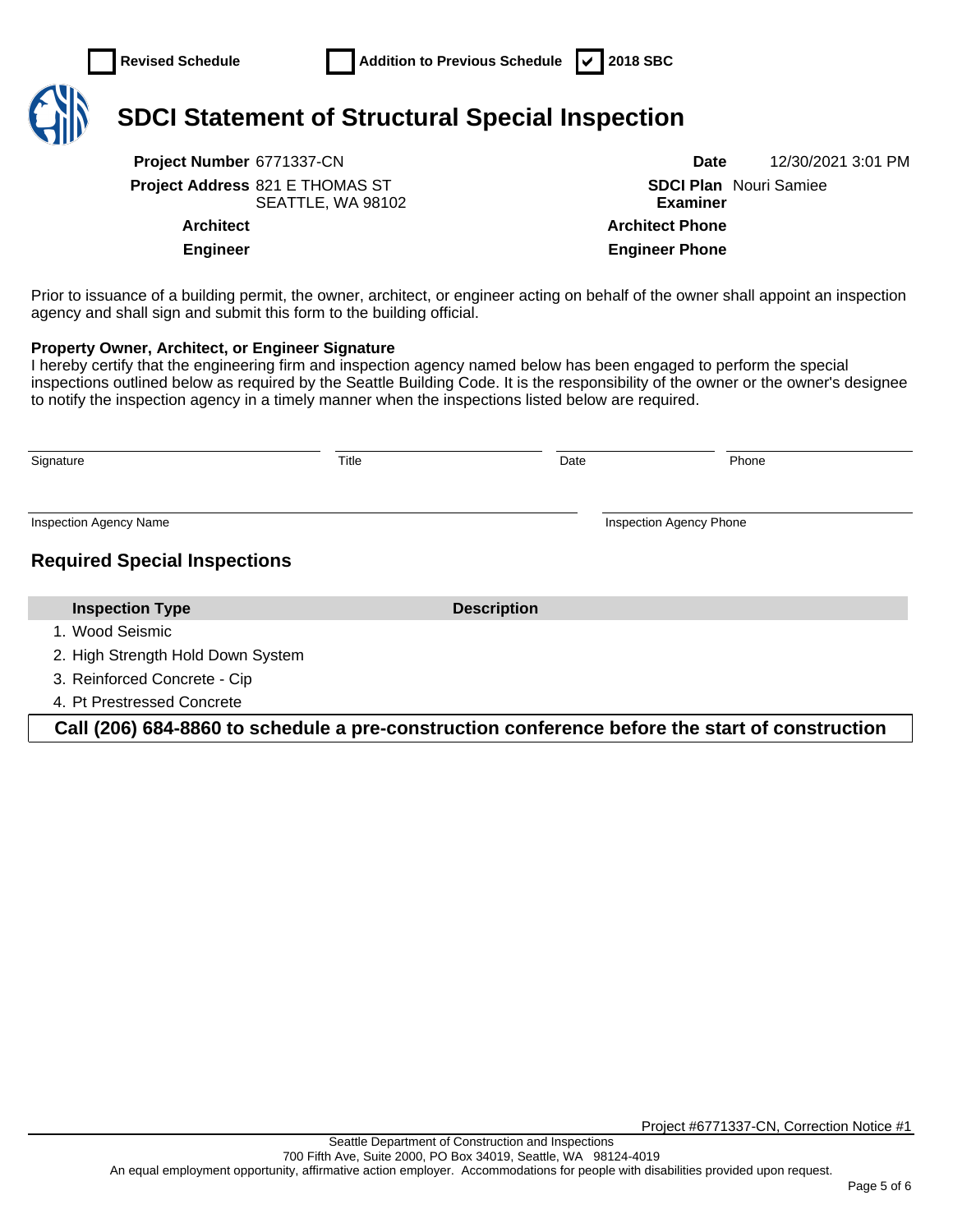☐ Revised Schedule ☐ Addition to Previous Schedule ☑ 2018 SBC

# SDCI Statement of Structural Special Inspection

| | | | |
|---|---|---|---|
| **Project Number** | 6771337-CN | **Date** | 12/30/2021 3:01 PM |
| **Project Address** | 821 E THOMAS ST SEATTLE, WA 98102 | **SDCI Plan Examiner** | Nouri Samiee |
| **Architect** | | **Architect Phone** | |
| **Engineer** | | **Engineer Phone** | |

Prior to issuance of a building permit, the owner, architect, or engineer acting on behalf of the owner shall appoint an inspection agency and shall sign and submit this form to the building official.

**Property Owner, Architect, or Engineer Signature**

I hereby certify that the engineering firm and inspection agency named below has been engaged to perform the special inspections outlined below as required by the Seattle Building Code. It is the responsibility of the owner or the owner's designee to notify the inspection agency in a timely manner when the inspections listed below are required.

Signature ______________________ Title ______________ Date ____________ Phone ______________

Inspection Agency Name ______________________________ Inspection Agency Phone ______________

## Required Special Inspections

| Inspection Type | Description |
|---|---|
| 1. Wood Seismic | |
| 2. High Strength Hold Down System | |
| 3. Reinforced Concrete - Cip | |
| 4. Pt Prestressed Concrete | |

**Call (206) 684-8860 to schedule a pre-construction conference before the start of construction**

Project #6771337-CN, Correction Notice #1

Seattle Department of Construction and Inspections
700 Fifth Ave, Suite 2000, PO Box 34019, Seattle, WA 98124-4019
An equal employment opportunity, affirmative action employer. Accommodations for people with disabilities provided upon request.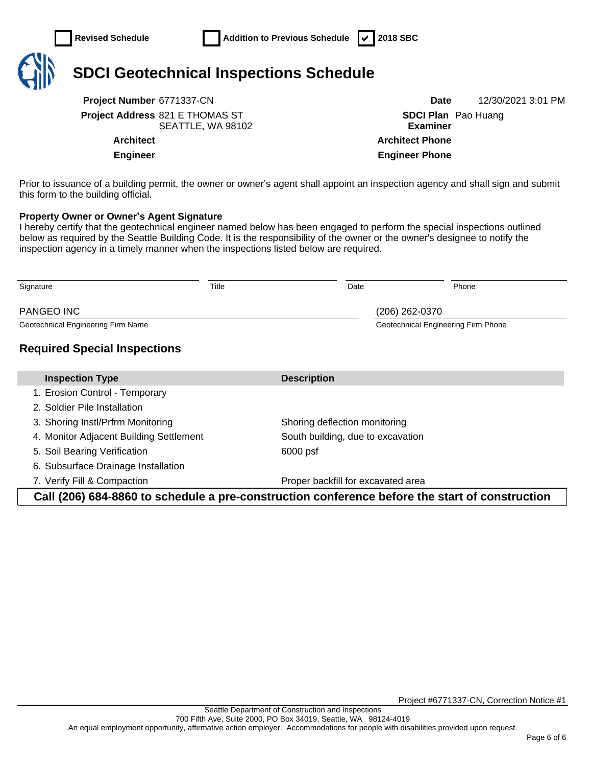☐ Revised Schedule ☐ Addition to Previous Schedule ☑ 2018 SBC

# SDCI Geotechnical Inspections Schedule

| | | | |
|---|---|---|---|
| **Project Number** | 6771337-CN | **Date** | 12/30/2021 3:01 PM |
| **Project Address** | 821 E THOMAS ST<br>SEATTLE, WA 98102 | **SDCI Plan Examiner** | Pao Huang |
| **Architect** | | **Architect Phone** | |
| **Engineer** | | **Engineer Phone** | |

Prior to issuance of a building permit, the owner or owner's agent shall appoint an inspection agency and shall sign and submit this form to the building official.

**Property Owner or Owner's Agent Signature**
I hereby certify that the geotechnical engineer named below has been engaged to perform the special inspections outlined below as required by the Seattle Building Code. It is the responsibility of the owner or the owner's designee to notify the inspection agency in a timely manner when the inspections listed below are required.

| | | | |
|---|---|---|---|
| Signature | Title | Date | Phone |

| | |
|---|---|
| PANGEO INC | (206) 262-0370 |
| Geotechnical Engineering Firm Name | Geotechnical Engineering Firm Phone |

## Required Special Inspections

| Inspection Type | Description |
|---|---|
| 1. Erosion Control - Temporary | |
| 2. Soldier Pile Installation | |
| 3. Shoring Instl/Prfrm Monitoring | Shoring deflection monitoring |
| 4. Monitor Adjacent Building Settlement | South building, due to excavation |
| 5. Soil Bearing Verification | 6000 psf |
| 6. Subsurface Drainage Installation | |
| 7. Verify Fill & Compaction | Proper backfill for excavated area |

**Call (206) 684-8860 to schedule a pre-construction conference before the start of construction**

Project #6771337-CN, Correction Notice #1

Seattle Department of Construction and Inspections
700 Fifth Ave, Suite 2000, PO Box 34019, Seattle, WA 98124-4019
An equal employment opportunity, affirmative action employer. Accommodations for people with disabilities provided upon request.